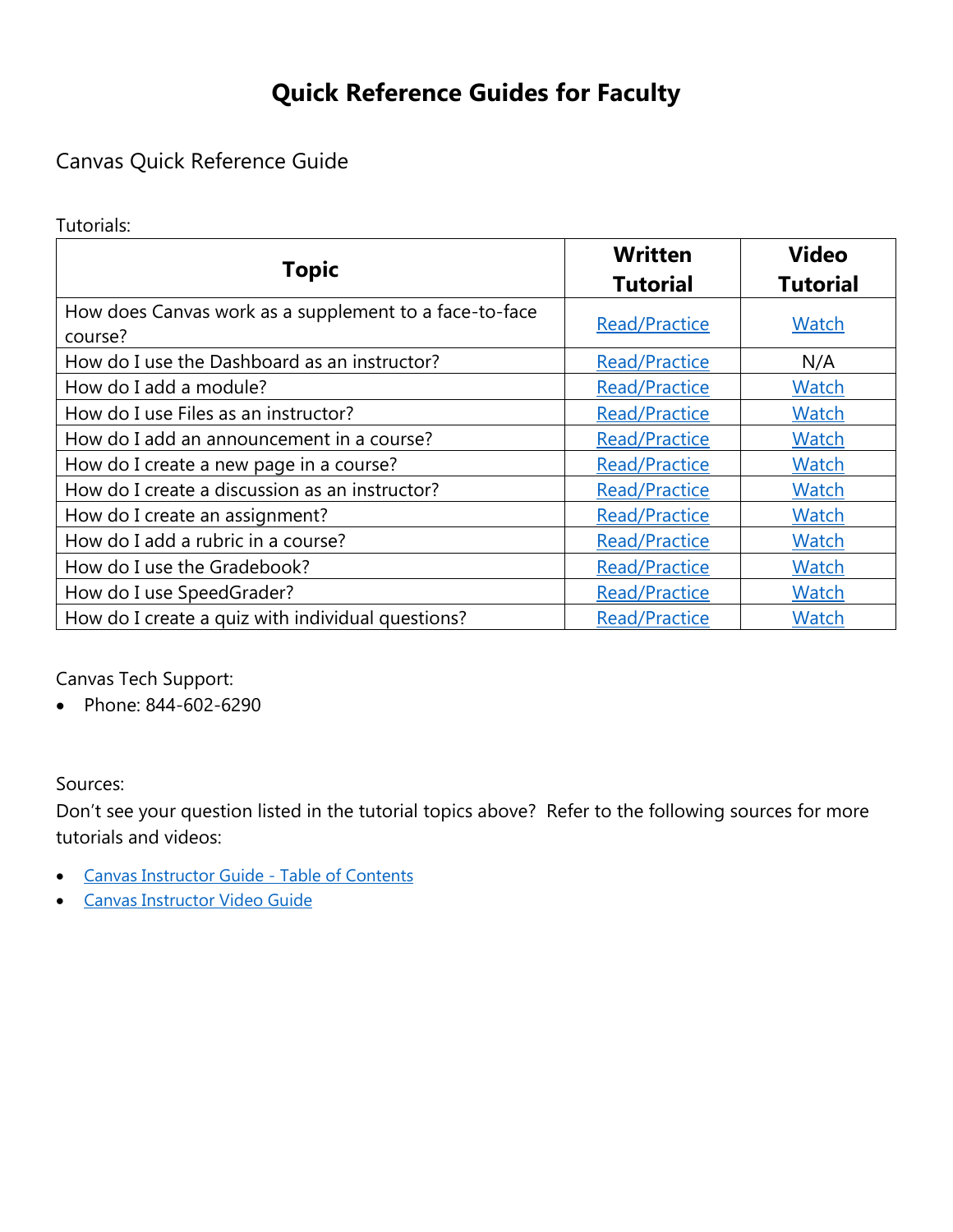# Quick Reference Guides for Faculty

## Canvas Quick Reference Guide

Tutorials:

| Topic | Written Tutorial | Video Tutorial |
| --- | --- | --- |
| How does Canvas work as a supplement to a face-to-face course? | Read/Practice | Watch |
| How do I use the Dashboard as an instructor? | Read/Practice | N/A |
| How do I add a module? | Read/Practice | Watch |
| How do I use Files as an instructor? | Read/Practice | Watch |
| How do I add an announcement in a course? | Read/Practice | Watch |
| How do I create a new page in a course? | Read/Practice | Watch |
| How do I create a discussion as an instructor? | Read/Practice | Watch |
| How do I create an assignment? | Read/Practice | Watch |
| How do I add a rubric in a course? | Read/Practice | Watch |
| How do I use the Gradebook? | Read/Practice | Watch |
| How do I use SpeedGrader? | Read/Practice | Watch |
| How do I create a quiz with individual questions? | Read/Practice | Watch |

Canvas Tech Support:

- Phone: 844-602-6290

Sources:

Don't see your question listed in the tutorial topics above? Refer to the following sources for more tutorials and videos:

- Canvas Instructor Guide - Table of Contents
- Canvas Instructor Video Guide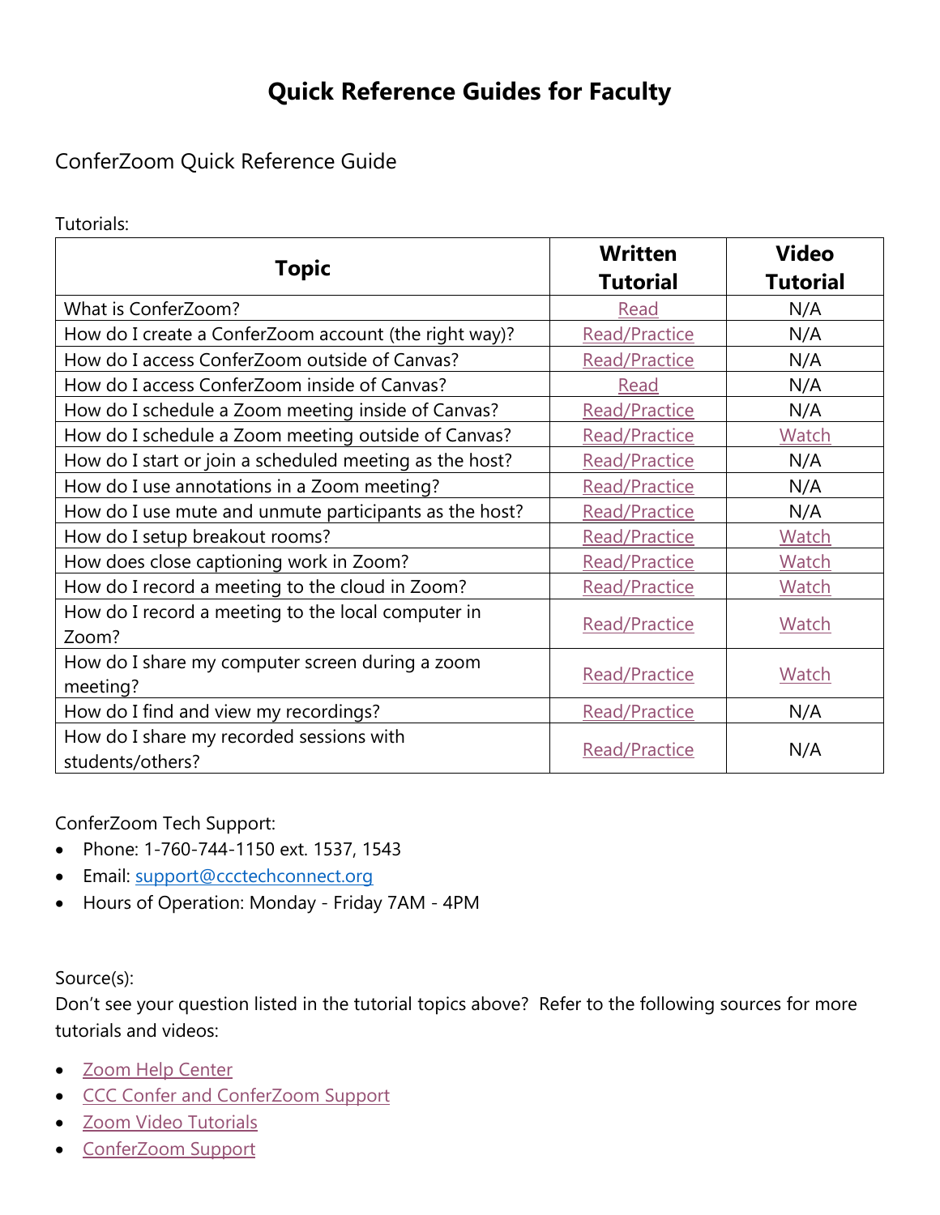# Quick Reference Guides for Faculty

## ConferZoom Quick Reference Guide

Tutorials:

| Topic | Written Tutorial | Video Tutorial |
|---|---|---|
| What is ConferZoom? | Read | N/A |
| How do I create a ConferZoom account (the right way)? | Read/Practice | N/A |
| How do I access ConferZoom outside of Canvas? | Read/Practice | N/A |
| How do I access ConferZoom inside of Canvas? | Read | N/A |
| How do I schedule a Zoom meeting inside of Canvas? | Read/Practice | N/A |
| How do I schedule a Zoom meeting outside of Canvas? | Read/Practice | Watch |
| How do I start or join a scheduled meeting as the host? | Read/Practice | N/A |
| How do I use annotations in a Zoom meeting? | Read/Practice | N/A |
| How do I use mute and unmute participants as the host? | Read/Practice | N/A |
| How do I setup breakout rooms? | Read/Practice | Watch |
| How does close captioning work in Zoom? | Read/Practice | Watch |
| How do I record a meeting to the cloud in Zoom? | Read/Practice | Watch |
| How do I record a meeting to the local computer in Zoom? | Read/Practice | Watch |
| How do I share my computer screen during a zoom meeting? | Read/Practice | Watch |
| How do I find and view my recordings? | Read/Practice | N/A |
| How do I share my recorded sessions with students/others? | Read/Practice | N/A |

ConferZoom Tech Support:

- Phone: 1-760-744-1150 ext. 1537, 1543
- Email: support@ccctechconnect.org
- Hours of Operation: Monday - Friday 7AM - 4PM

Source(s):

Don't see your question listed in the tutorial topics above? Refer to the following sources for more tutorials and videos:

- Zoom Help Center
- CCC Confer and ConferZoom Support
- Zoom Video Tutorials
- ConferZoom Support